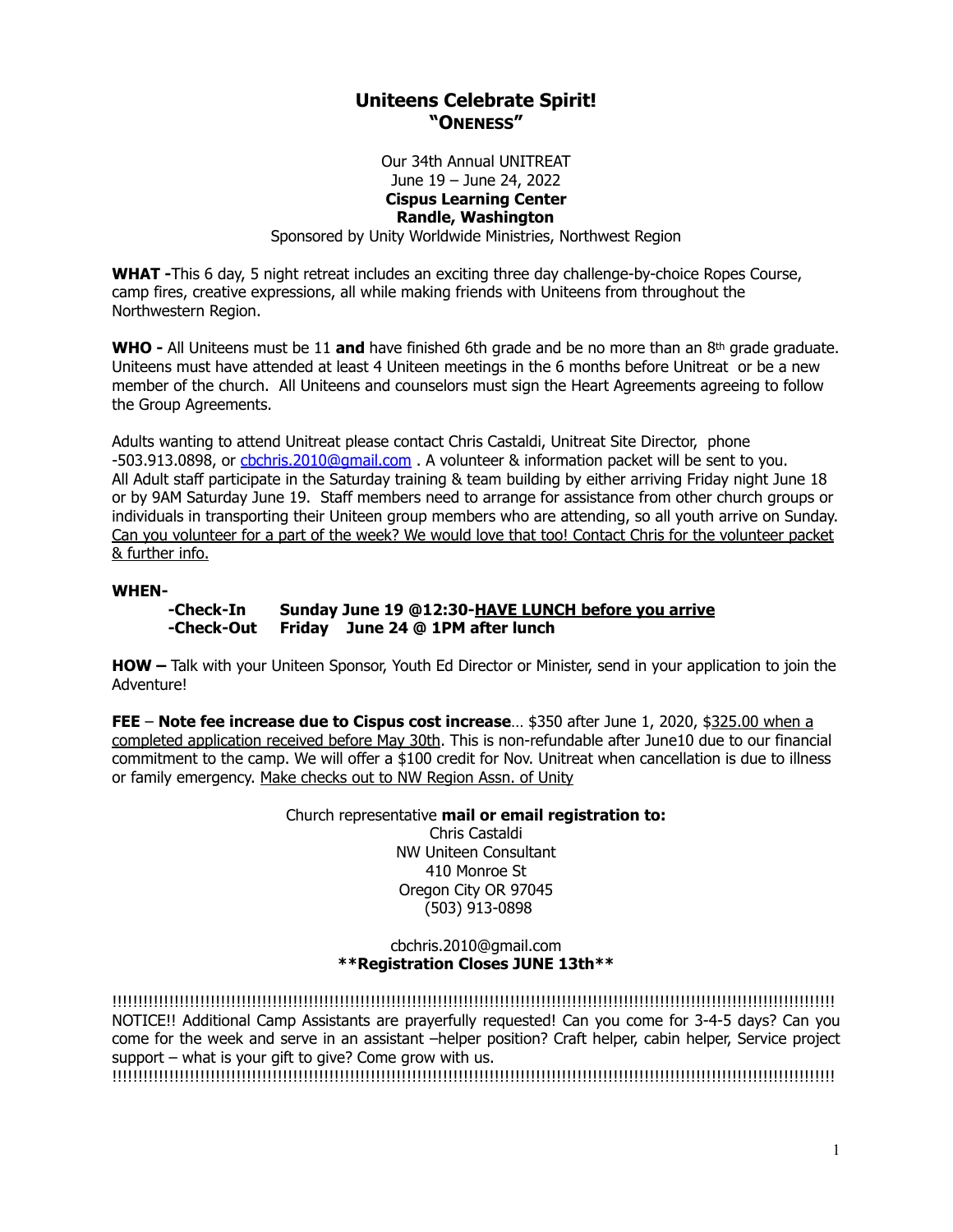# Uniteens Celebrate Spirit!
## "ONENESS"

Our 34th Annual UNITREAT
June 19 – June 24, 2022
**Cispus Learning Center**
**Randle, Washington**
Sponsored by Unity Worldwide Ministries, Northwest Region

**WHAT -**This 6 day, 5 night retreat includes an exciting three day challenge-by-choice Ropes Course, camp fires, creative expressions, all while making friends with Uniteens from throughout the Northwestern Region.

**WHO -** All Uniteens must be 11 **and** have finished 6th grade and be no more than an 8th grade graduate. Uniteens must have attended at least 4 Uniteen meetings in the 6 months before Unitreat or be a new member of the church. All Uniteens and counselors must sign the Heart Agreements agreeing to follow the Group Agreements.

Adults wanting to attend Unitreat please contact Chris Castaldi, Unitreat Site Director, phone -503.913.0898, or cbchris.2010@gmail.com . A volunteer & information packet will be sent to you. All Adult staff participate in the Saturday training & team building by either arriving Friday night June 18 or by 9AM Saturday June 19. Staff members need to arrange for assistance from other church groups or individuals in transporting their Uniteen group members who are attending, so all youth arrive on Sunday. Can you volunteer for a part of the week? We would love that too! Contact Chris for the volunteer packet & further info.

**WHEN-**

- **-Check-In Sunday June 19 @12:30-HAVE LUNCH before you arrive**
- **-Check-Out Friday June 24 @ 1PM after lunch**

**HOW –** Talk with your Uniteen Sponsor, Youth Ed Director or Minister, send in your application to join the Adventure!

**FEE** – **Note fee increase due to Cispus cost increase**… $350 after June 1, 2020, $325.00 when a completed application received before May 30th. This is non-refundable after June10 due to our financial commitment to the camp. We will offer a $100 credit for Nov. Unitreat when cancellation is due to illness or family emergency. Make checks out to NW Region Assn. of Unity

Church representative **mail or email registration to:**
Chris Castaldi
NW Uniteen Consultant
410 Monroe St
Oregon City OR 97045
(503) 913-0898

cbchris.2010@gmail.com
**\*\*Registration Closes JUNE 13th\*\***

!!!!!!!!!!!!!!!!!!!!!!!!!!!!!!!!!!!!!!!!!!!!!!!!!!!!!!!!!!!!!!!!!!!!!!!!!!!!!!!!!!!!!!!!!!!!!!!!!!!!!!!!!!!!!!!!!!!!!!!!!!!!!!!!!!!!!!!!!!!!!
NOTICE!! Additional Camp Assistants are prayerfully requested! Can you come for 3-4-5 days? Can you come for the week and serve in an assistant –helper position? Craft helper, cabin helper, Service project support – what is your gift to give? Come grow with us.
!!!!!!!!!!!!!!!!!!!!!!!!!!!!!!!!!!!!!!!!!!!!!!!!!!!!!!!!!!!!!!!!!!!!!!!!!!!!!!!!!!!!!!!!!!!!!!!!!!!!!!!!!!!!!!!!!!!!!!!!!!!!!!!!!!!!!!!!!!!!!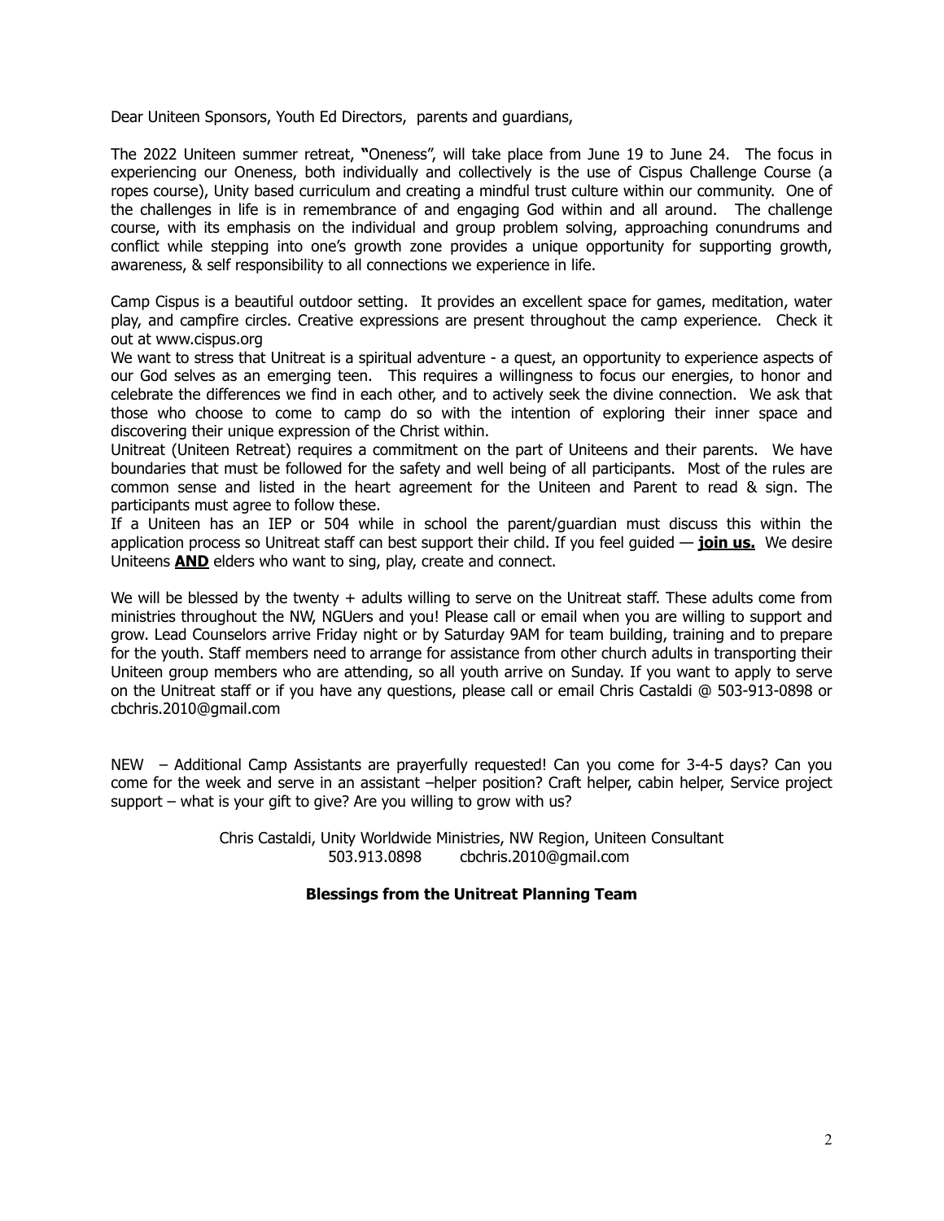Dear Uniteen Sponsors, Youth Ed Directors, parents and guardians,

The 2022 Uniteen summer retreat, **"**Oneness", will take place from June 19 to June 24. The focus in experiencing our Oneness, both individually and collectively is the use of Cispus Challenge Course (a ropes course), Unity based curriculum and creating a mindful trust culture within our community. One of the challenges in life is in remembrance of and engaging God within and all around. The challenge course, with its emphasis on the individual and group problem solving, approaching conundrums and conflict while stepping into one's growth zone provides a unique opportunity for supporting growth, awareness, & self responsibility to all connections we experience in life.

Camp Cispus is a beautiful outdoor setting. It provides an excellent space for games, meditation, water play, and campfire circles. Creative expressions are present throughout the camp experience. Check it out at www.cispus.org

We want to stress that Unitreat is a spiritual adventure - a quest, an opportunity to experience aspects of our God selves as an emerging teen. This requires a willingness to focus our energies, to honor and celebrate the differences we find in each other, and to actively seek the divine connection. We ask that those who choose to come to camp do so with the intention of exploring their inner space and discovering their unique expression of the Christ within.

Unitreat (Uniteen Retreat) requires a commitment on the part of Uniteens and their parents. We have boundaries that must be followed for the safety and well being of all participants. Most of the rules are common sense and listed in the heart agreement for the Uniteen and Parent to read & sign. The participants must agree to follow these.

If a Uniteen has an IEP or 504 while in school the parent/guardian must discuss this within the application process so Unitreat staff can best support their child. If you feel guided — **join us.** We desire Uniteens **AND** elders who want to sing, play, create and connect.

We will be blessed by the twenty + adults willing to serve on the Unitreat staff. These adults come from ministries throughout the NW, NGUers and you! Please call or email when you are willing to support and grow. Lead Counselors arrive Friday night or by Saturday 9AM for team building, training and to prepare for the youth. Staff members need to arrange for assistance from other church adults in transporting their Uniteen group members who are attending, so all youth arrive on Sunday. If you want to apply to serve on the Unitreat staff or if you have any questions, please call or email Chris Castaldi @ 503-913-0898 or cbchris.2010@gmail.com

NEW – Additional Camp Assistants are prayerfully requested! Can you come for 3-4-5 days? Can you come for the week and serve in an assistant –helper position? Craft helper, cabin helper, Service project support – what is your gift to give? Are you willing to grow with us?

Chris Castaldi, Unity Worldwide Ministries, NW Region, Uniteen Consultant
503.913.0898 cbchris.2010@gmail.com

**Blessings from the Unitreat Planning Team**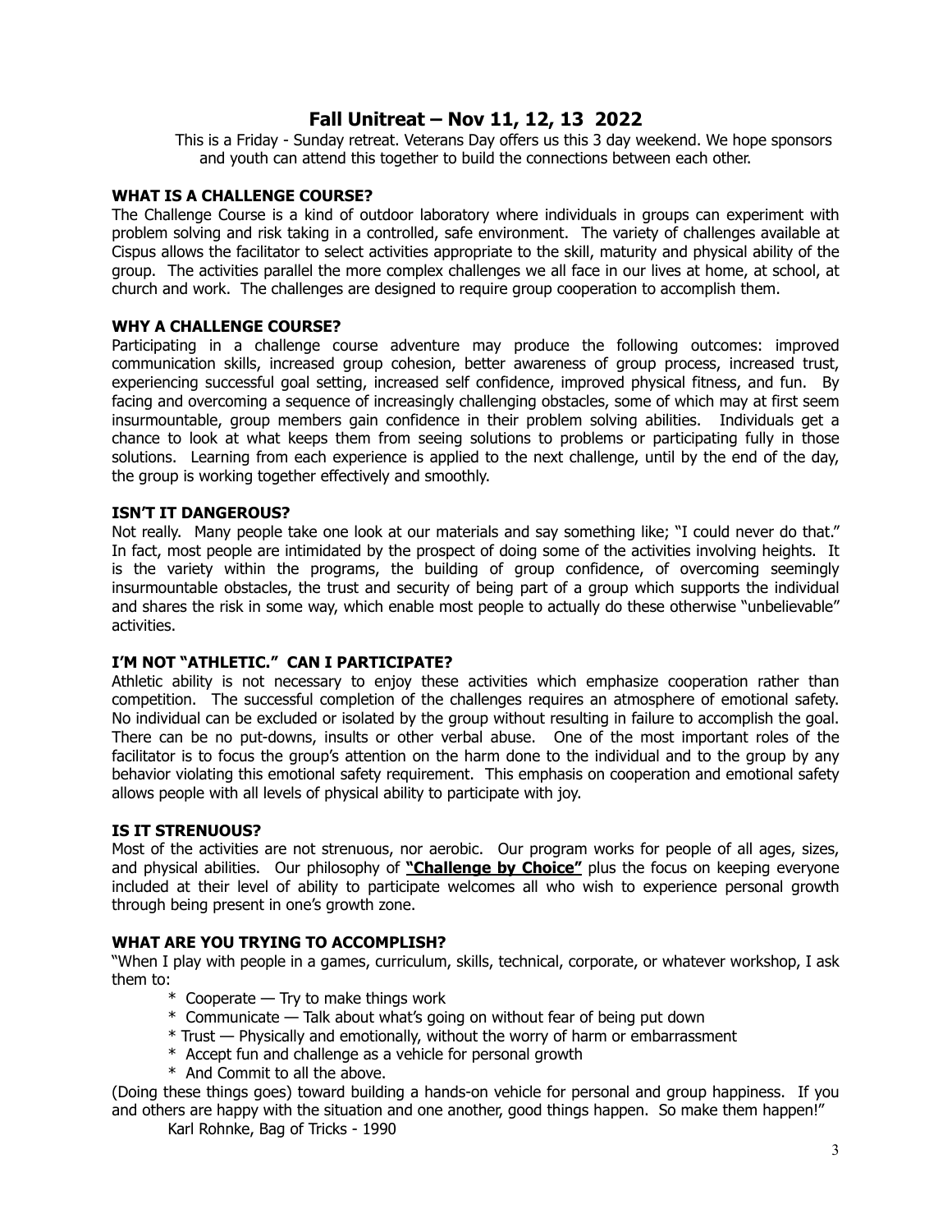## Fall Unitreat – Nov 11, 12, 13 2022

This is a Friday - Sunday retreat. Veterans Day offers us this 3 day weekend. We hope sponsors and youth can attend this together to build the connections between each other.

### WHAT IS A CHALLENGE COURSE?

The Challenge Course is a kind of outdoor laboratory where individuals in groups can experiment with problem solving and risk taking in a controlled, safe environment. The variety of challenges available at Cispus allows the facilitator to select activities appropriate to the skill, maturity and physical ability of the group. The activities parallel the more complex challenges we all face in our lives at home, at school, at church and work. The challenges are designed to require group cooperation to accomplish them.

### WHY A CHALLENGE COURSE?

Participating in a challenge course adventure may produce the following outcomes: improved communication skills, increased group cohesion, better awareness of group process, increased trust, experiencing successful goal setting, increased self confidence, improved physical fitness, and fun. By facing and overcoming a sequence of increasingly challenging obstacles, some of which may at first seem insurmountable, group members gain confidence in their problem solving abilities. Individuals get a chance to look at what keeps them from seeing solutions to problems or participating fully in those solutions. Learning from each experience is applied to the next challenge, until by the end of the day, the group is working together effectively and smoothly.

### ISN'T IT DANGEROUS?

Not really. Many people take one look at our materials and say something like; "I could never do that." In fact, most people are intimidated by the prospect of doing some of the activities involving heights. It is the variety within the programs, the building of group confidence, of overcoming seemingly insurmountable obstacles, the trust and security of being part of a group which supports the individual and shares the risk in some way, which enable most people to actually do these otherwise "unbelievable" activities.

### I'M NOT "ATHLETIC." CAN I PARTICIPATE?

Athletic ability is not necessary to enjoy these activities which emphasize cooperation rather than competition. The successful completion of the challenges requires an atmosphere of emotional safety. No individual can be excluded or isolated by the group without resulting in failure to accomplish the goal. There can be no put-downs, insults or other verbal abuse. One of the most important roles of the facilitator is to focus the group's attention on the harm done to the individual and to the group by any behavior violating this emotional safety requirement. This emphasis on cooperation and emotional safety allows people with all levels of physical ability to participate with joy.

### IS IT STRENUOUS?

Most of the activities are not strenuous, nor aerobic. Our program works for people of all ages, sizes, and physical abilities. Our philosophy of **"Challenge by Choice"** plus the focus on keeping everyone included at their level of ability to participate welcomes all who wish to experience personal growth through being present in one's growth zone.

### WHAT ARE YOU TRYING TO ACCOMPLISH?

"When I play with people in a games, curriculum, skills, technical, corporate, or whatever workshop, I ask them to:

- Cooperate — Try to make things work
- Communicate — Talk about what's going on without fear of being put down
- Trust — Physically and emotionally, without the worry of harm or embarrassment
- Accept fun and challenge as a vehicle for personal growth
- And Commit to all the above.

(Doing these things goes) toward building a hands-on vehicle for personal and group happiness. If you and others are happy with the situation and one another, good things happen. So make them happen!"

Karl Rohnke, Bag of Tricks - 1990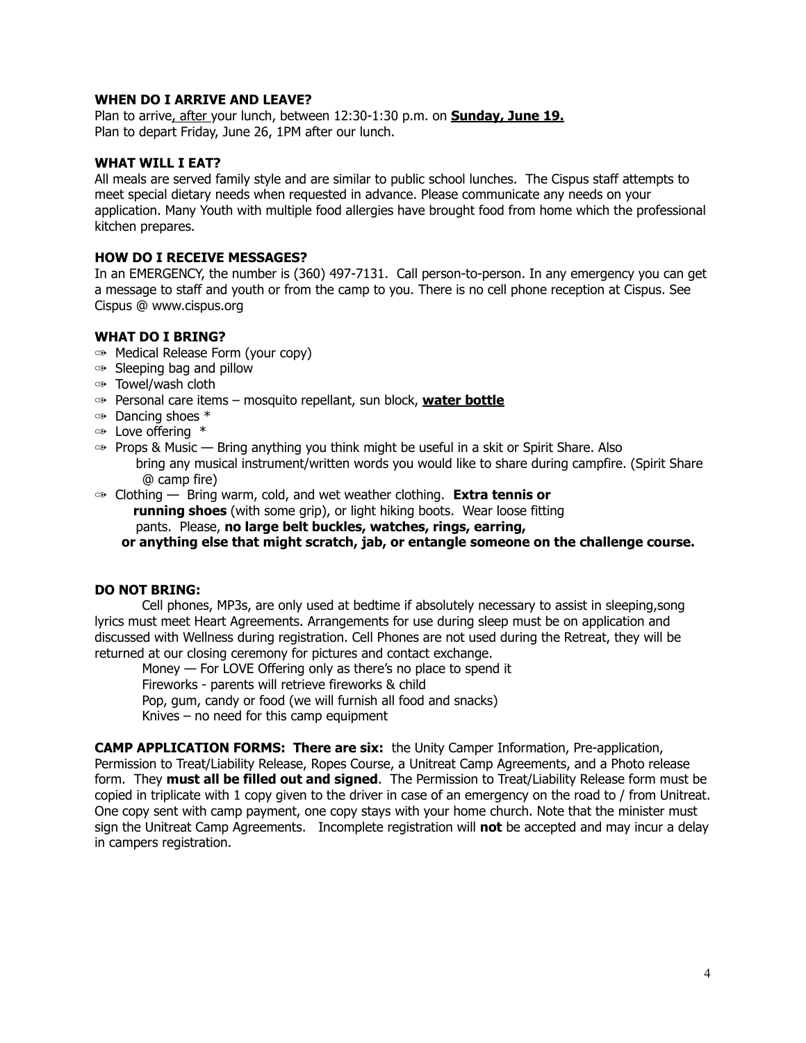### WHEN DO I ARRIVE AND LEAVE?

Plan to arrive, after your lunch, between 12:30-1:30 p.m. on **Sunday, June 19.**
Plan to depart Friday, June 26, 1PM after our lunch.

### WHAT WILL I EAT?

All meals are served family style and are similar to public school lunches. The Cispus staff attempts to meet special dietary needs when requested in advance. Please communicate any needs on your application. Many Youth with multiple food allergies have brought food from home which the professional kitchen prepares.

### HOW DO I RECEIVE MESSAGES?

In an EMERGENCY, the number is (360) 497-7131. Call person-to-person. In any emergency you can get a message to staff and youth or from the camp to you. There is no cell phone reception at Cispus. See Cispus @ www.cispus.org

### WHAT DO I BRING?

- Medical Release Form (your copy)
- Sleeping bag and pillow
- Towel/wash cloth
- Personal care items – mosquito repellant, sun block, **water bottle**
- Dancing shoes *
- Love offering *
- Props & Music — Bring anything you think might be useful in a skit or Spirit Share. Also bring any musical instrument/written words you would like to share during campfire. (Spirit Share @ camp fire)
- Clothing — Bring warm, cold, and wet weather clothing. **Extra tennis or running shoes** (with some grip), or light hiking boots. Wear loose fitting pants. Please, **no large belt buckles, watches, rings, earring, or anything else that might scratch, jab, or entangle someone on the challenge course.**

### DO NOT BRING:

Cell phones, MP3s, are only used at bedtime if absolutely necessary to assist in sleeping,song lyrics must meet Heart Agreements. Arrangements for use during sleep must be on application and discussed with Wellness during registration. Cell Phones are not used during the Retreat, they will be returned at our closing ceremony for pictures and contact exchange.

Money — For LOVE Offering only as there's no place to spend it
Fireworks - parents will retrieve fireworks & child
Pop, gum, candy or food (we will furnish all food and snacks)
Knives – no need for this camp equipment

**CAMP APPLICATION FORMS: There are six:** the Unity Camper Information, Pre-application, Permission to Treat/Liability Release, Ropes Course, a Unitreat Camp Agreements, and a Photo release form. They **must all be filled out and signed**. The Permission to Treat/Liability Release form must be copied in triplicate with 1 copy given to the driver in case of an emergency on the road to / from Unitreat. One copy sent with camp payment, one copy stays with your home church. Note that the minister must sign the Unitreat Camp Agreements. Incomplete registration will **not** be accepted and may incur a delay in campers registration.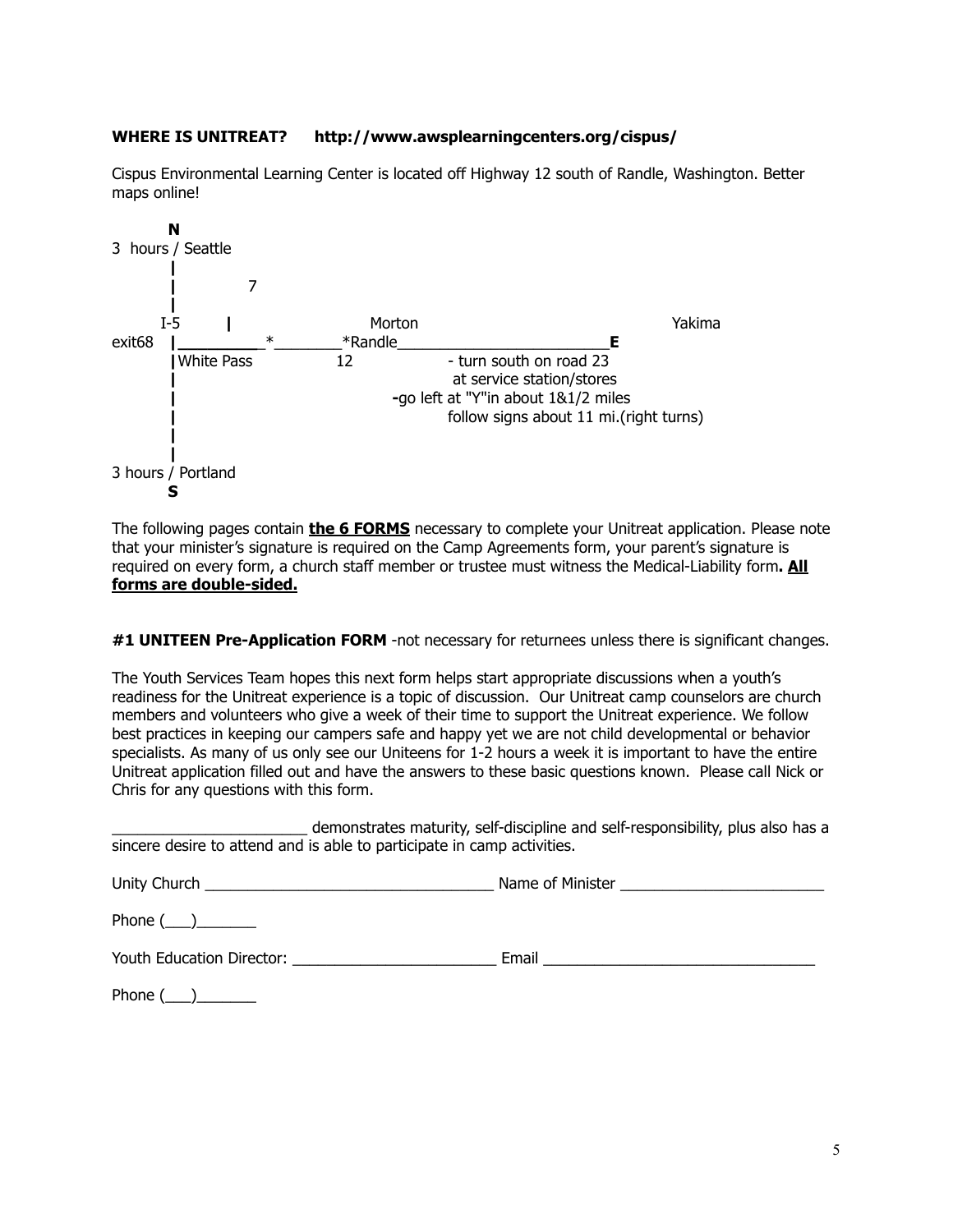**WHERE IS UNITREAT? http://www.awsplearningcenters.org/cispus/**

Cispus Environmental Learning Center is located off Highway 12 south of Randle, Washington. Better maps online!

```
        N
3  hours / Seattle
        |
        |          7
        |
       I-5      |                  Morton                                   Yakima
exit68  |__________*_________*Randle__________________________E
        |White Pass           12            - turn south on road 23
        |                                     at service station/stores
        |                                -go left at "Y"in about 1&1/2 miles
        |                                    follow signs about 11 mi.(right turns)
        |
        |
3 hours / Portland
        S
```

The following pages contain **the 6 FORMS** necessary to complete your Unitreat application. Please note that your minister's signature is required on the Camp Agreements form, your parent's signature is required on every form, a church staff member or trustee must witness the Medical-Liability form**. All forms are double-sided.**

**#1 UNITEEN Pre-Application FORM** -not necessary for returnees unless there is significant changes.

The Youth Services Team hopes this next form helps start appropriate discussions when a youth's readiness for the Unitreat experience is a topic of discussion. Our Unitreat camp counselors are church members and volunteers who give a week of their time to support the Unitreat experience. We follow best practices in keeping our campers safe and happy yet we are not child developmental or behavior specialists. As many of us only see our Uniteens for 1-2 hours a week it is important to have the entire Unitreat application filled out and have the answers to these basic questions known. Please call Nick or Chris for any questions with this form.

_______________________ demonstrates maturity, self-discipline and self-responsibility, plus also has a sincere desire to attend and is able to participate in camp activities.

Unity Church ___________________________________ Name of Minister ________________________

Phone (___)_______

Youth Education Director: ________________________ Email ________________________________

Phone (___)_______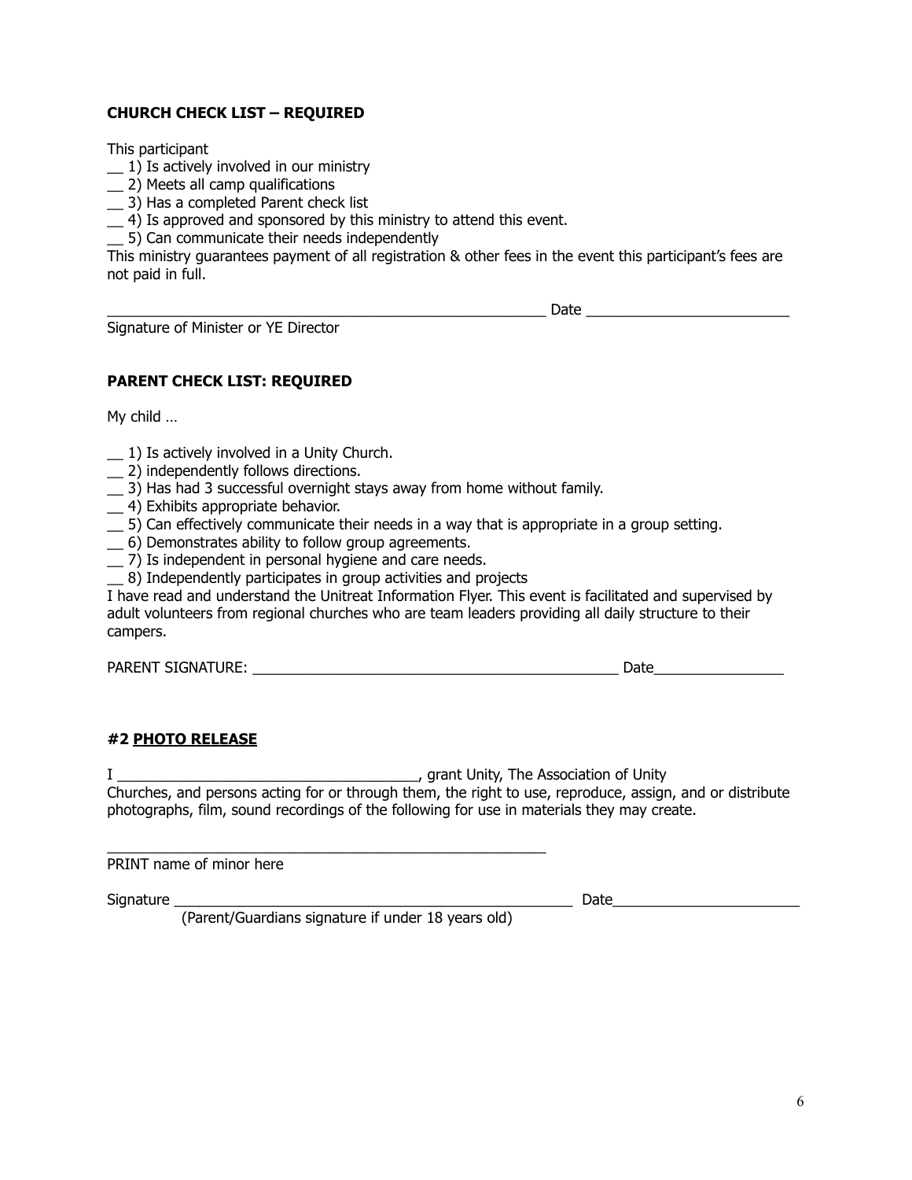**CHURCH CHECK LIST – REQUIRED**

This participant

__ 1) Is actively involved in our ministry
__ 2) Meets all camp qualifications
__ 3) Has a completed Parent check list
__ 4) Is approved and sponsored by this ministry to attend this event.
__ 5) Can communicate their needs independently

This ministry guarantees payment of all registration & other fees in the event this participant's fees are not paid in full.

_______________________________________________________ Date _________________________
Signature of Minister or YE Director

**PARENT CHECK LIST: REQUIRED**

My child …

__ 1) Is actively involved in a Unity Church.
__ 2) independently follows directions.
__ 3) Has had 3 successful overnight stays away from home without family.
__ 4) Exhibits appropriate behavior.
__ 5) Can effectively communicate their needs in a way that is appropriate in a group setting.
__ 6) Demonstrates ability to follow group agreements.
__ 7) Is independent in personal hygiene and care needs.
__ 8) Independently participates in group activities and projects

I have read and understand the Unitreat Information Flyer. This event is facilitated and supervised by adult volunteers from regional churches who are team leaders providing all daily structure to their campers.

PARENT SIGNATURE: ______________________________________________ Date________________

**#2 <u>PHOTO RELEASE</u>**

I _____________________________________, grant Unity, The Association of Unity Churches, and persons acting for or through them, the right to use, reproduce, assign, and or distribute photographs, film, sound recordings of the following for use in materials they may create.

_______________________________________________________
PRINT name of minor here

Signature __________________________________________________ Date_______________________
(Parent/Guardians signature if under 18 years old)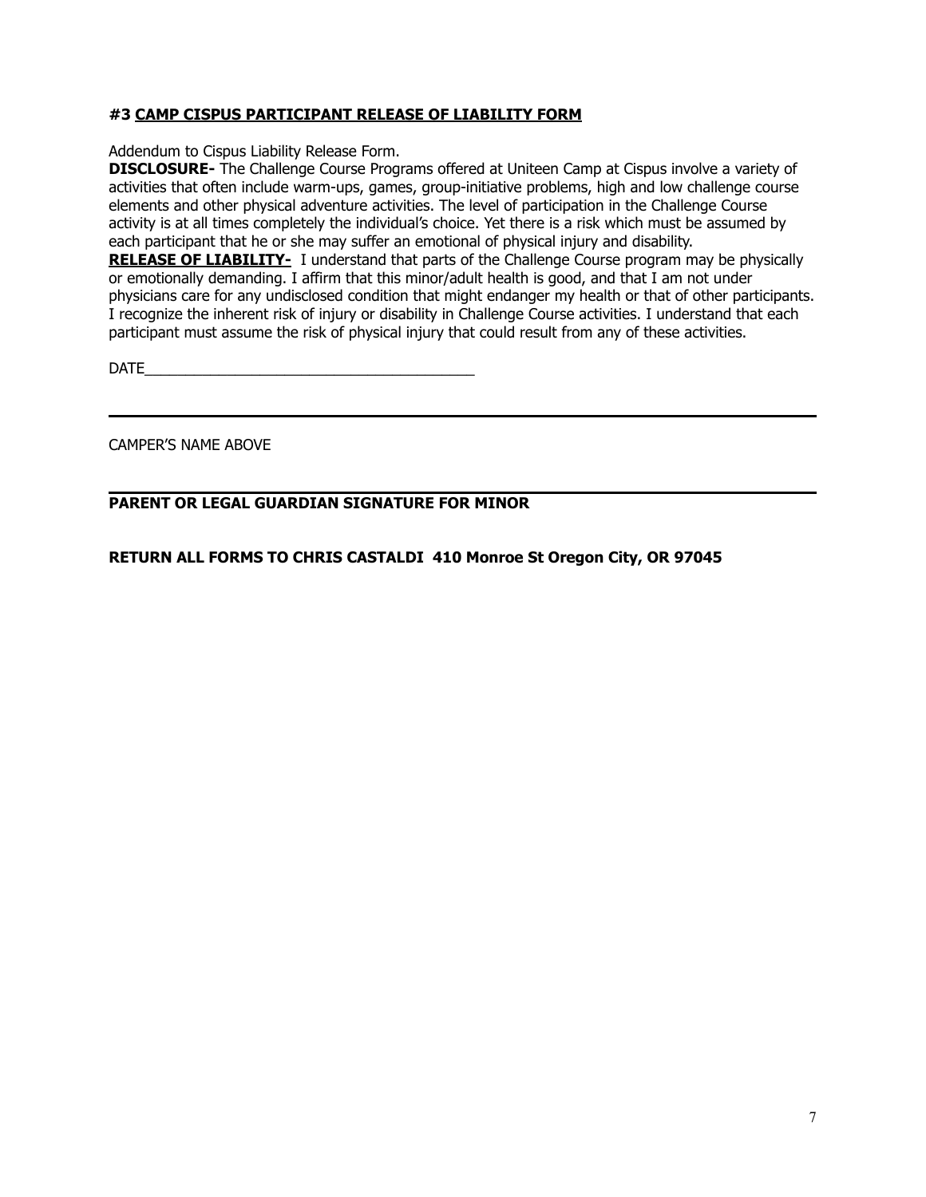### **#3 CAMP CISPUS PARTICIPANT RELEASE OF LIABILITY FORM**

Addendum to Cispus Liability Release Form.

**DISCLOSURE-** The Challenge Course Programs offered at Uniteen Camp at Cispus involve a variety of activities that often include warm-ups, games, group-initiative problems, high and low challenge course elements and other physical adventure activities. The level of participation in the Challenge Course activity is at all times completely the individual's choice. Yet there is a risk which must be assumed by each participant that he or she may suffer an emotional of physical injury and disability.

**RELEASE OF LIABILITY-** I understand that parts of the Challenge Course program may be physically or emotionally demanding. I affirm that this minor/adult health is good, and that I am not under physicians care for any undisclosed condition that might endanger my health or that of other participants. I recognize the inherent risk of injury or disability in Challenge Course activities. I understand that each participant must assume the risk of physical injury that could result from any of these activities.

DATE__________________________________________

______________________________________________________________________

CAMPER'S NAME ABOVE

______________________________________________________________________

**PARENT OR LEGAL GUARDIAN SIGNATURE FOR MINOR**

**RETURN ALL FORMS TO CHRIS CASTALDI 410 Monroe St Oregon City, OR 97045**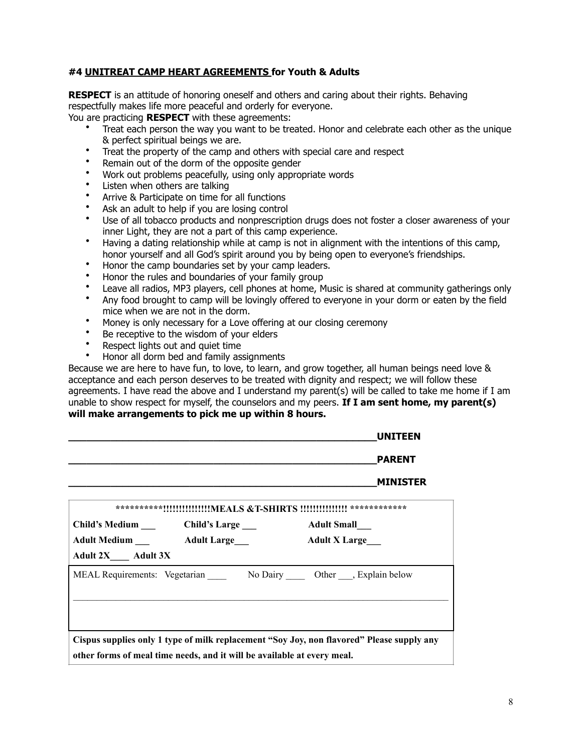### #4 UNITREAT CAMP HEART AGREEMENTS for Youth & Adults

**RESPECT** is an attitude of honoring oneself and others and caring about their rights. Behaving respectfully makes life more peaceful and orderly for everyone.
You are practicing **RESPECT** with these agreements:

- Treat each person the way you want to be treated. Honor and celebrate each other as the unique & perfect spiritual beings we are.
- Treat the property of the camp and others with special care and respect
- Remain out of the dorm of the opposite gender
- Work out problems peacefully, using only appropriate words
- Listen when others are talking
- Arrive & Participate on time for all functions
- Ask an adult to help if you are losing control
- Use of all tobacco products and nonprescription drugs does not foster a closer awareness of your inner Light, they are not a part of this camp experience.
- Having a dating relationship while at camp is not in alignment with the intentions of this camp, honor yourself and all God's spirit around you by being open to everyone's friendships.
- Honor the camp boundaries set by your camp leaders.
- Honor the rules and boundaries of your family group
- Leave all radios, MP3 players, cell phones at home, Music is shared at community gatherings only
- Any food brought to camp will be lovingly offered to everyone in your dorm or eaten by the field mice when we are not in the dorm.
- Money is only necessary for a Love offering at our closing ceremony
- Be receptive to the wisdom of your elders
- Respect lights out and quiet time
- Honor all dorm bed and family assignments

Because we are here to have fun, to love, to learn, and grow together, all human beings need love & acceptance and each person deserves to be treated with dignity and respect; we will follow these agreements. I have read the above and I understand my parent(s) will be called to take me home if I am unable to show respect for myself, the counselors and my peers. **If I am sent home, my parent(s) will make arrangements to pick me up within 8 hours.**

**_______________________________________________________UNITEEN**

**_______________________________________________________PARENT**

**_______________________________________________________MINISTER**

**\*\*\*\*\*\*\*\*\*\*!!!!!!!!!!!!!!!MEALS &T-SHIRTS !!!!!!!!!!!!!! \*\*\*\*\*\*\*\*\*\*\*\***

**Child's Medium ___ Child's Large ___ Adult Small___**

**Adult Medium ___ Adult Large___ Adult X Large___**

**Adult 2X____ Adult 3X**

MEAL Requirements: Vegetarian ____ No Dairy ____ Other ___, Explain below

_______________________________________________________________________________

**Cispus supplies only 1 type of milk replacement "Soy Joy, non flavored" Please supply any other forms of meal time needs, and it will be available at every meal.**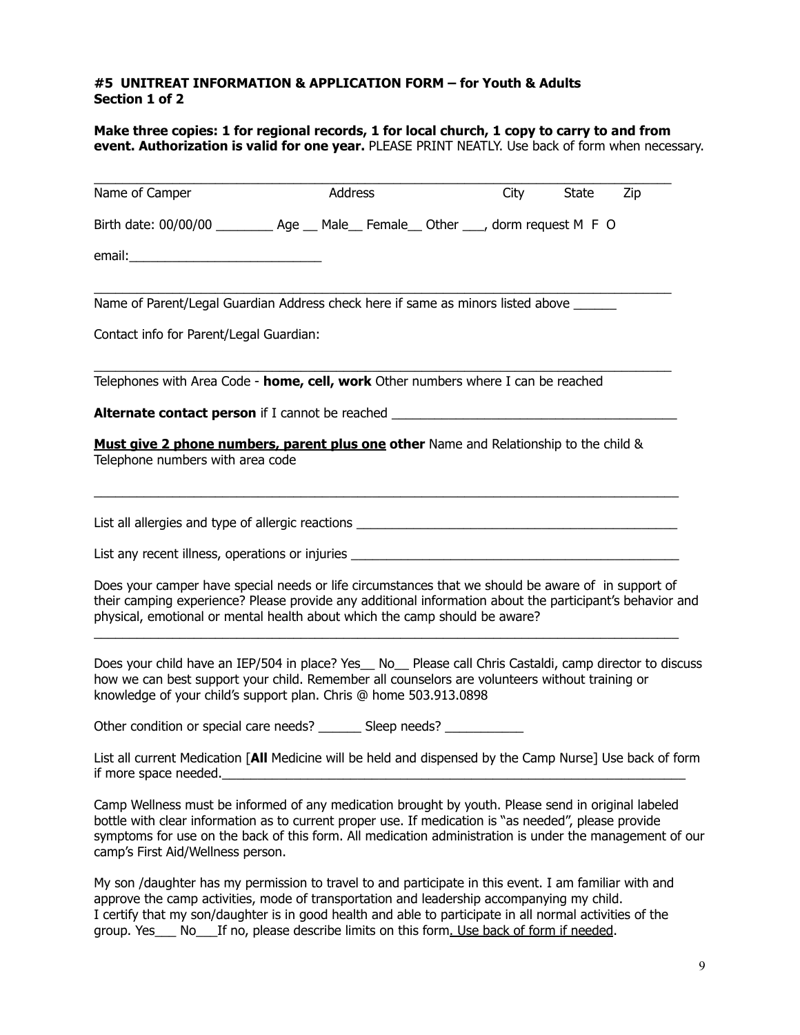**#5 UNITREAT INFORMATION & APPLICATION FORM – for Youth & Adults**
**Section 1 of 2**

**Make three copies: 1 for regional records, 1 for local church, 1 copy to carry to and from event. Authorization is valid for one year.** PLEASE PRINT NEATLY. Use back of form when necessary.

___________________________________________________________________________

Name of Camper Address City State Zip

Birth date: 00/00/00 ________ Age __ Male__ Female__ Other ___, dorm request M F O

email:___________________________

___________________________________________________________________________

Name of Parent/Legal Guardian Address check here if same as minors listed above ______

Contact info for Parent/Legal Guardian:

___________________________________________________________________________

Telephones with Area Code - **home, cell, work** Other numbers where I can be reached

**Alternate contact person** if I cannot be reached _________________________________________

**<u>Must give 2 phone numbers, parent plus one</u> other** Name and Relationship to the child & Telephone numbers with area code

___________________________________________________________________________

List all allergies and type of allergic reactions _______________________________________________

List any recent illness, operations or injuries _________________________________________________

Does your camper have special needs or life circumstances that we should be aware of in support of their camping experience? Please provide any additional information about the participant's behavior and physical, emotional or mental health about which the camp should be aware?

___________________________________________________________________________

Does your child have an IEP/504 in place? Yes__ No__ Please call Chris Castaldi, camp director to discuss how we can best support your child. Remember all counselors are volunteers without training or knowledge of your child's support plan. Chris @ home 503.913.0898

Other condition or special care needs? ______ Sleep needs? ___________

List all current Medication [**All** Medicine will be held and dispensed by the Camp Nurse] Use back of form if more space needed.___________________________________________________________________

Camp Wellness must be informed of any medication brought by youth. Please send in original labeled bottle with clear information as to current proper use. If medication is "as needed", please provide symptoms for use on the back of this form. All medication administration is under the management of our camp's First Aid/Wellness person.

My son /daughter has my permission to travel to and participate in this event. I am familiar with and approve the camp activities, mode of transportation and leadership accompanying my child.
I certify that my son/daughter is in good health and able to participate in all normal activities of the group. Yes___ No___If no, please describe limits on this form<u>. Use back of form if needed</u>.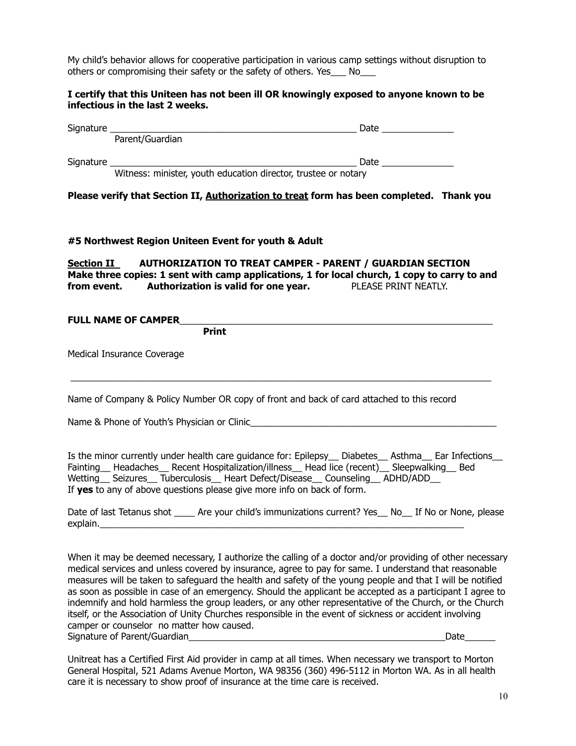My child's behavior allows for cooperative participation in various camp settings without disruption to others or compromising their safety or the safety of others. Yes___ No___

**I certify that this Uniteen has not been ill OR knowingly exposed to anyone known to be infectious in the last 2 weeks.**

Signature _______________________________________________ Date ______________
Parent/Guardian

Signature _______________________________________________ Date ______________
Witness: minister, youth education director, trustee or notary

**Please verify that Section II, Authorization to treat form has been completed. Thank you**

**#5 Northwest Region Uniteen Event for youth & Adult**

**Section II AUTHORIZATION TO TREAT CAMPER - PARENT / GUARDIAN SECTION**
**Make three copies: 1 sent with camp applications, 1 for local church, 1 copy to carry to and from event. Authorization is valid for one year.** PLEASE PRINT NEATLY.

**FULL NAME OF CAMPER**___________________________________________________________
**Print**

Medical Insurance Coverage

_____________________________________________________________________________

Name of Company & Policy Number OR copy of front and back of card attached to this record

Name & Phone of Youth's Physician or Clinic__________________________________________________

Is the minor currently under health care guidance for: Epilepsy__ Diabetes__ Asthma__ Ear Infections__ Fainting__ Headaches__ Recent Hospitalization/illness__ Head lice (recent)__ Sleepwalking__ Bed Wetting__ Seizures__ Tuberculosis__ Heart Defect/Disease__ Counseling__ ADHD/ADD__
If **yes** to any of above questions please give more info on back of form.

Date of last Tetanus shot ____ Are your child's immunizations current? Yes__ No__ If No or None, please explain.__________________________________________________________________________

When it may be deemed necessary, I authorize the calling of a doctor and/or providing of other necessary medical services and unless covered by insurance, agree to pay for same. I understand that reasonable measures will be taken to safeguard the health and safety of the young people and that I will be notified as soon as possible in case of an emergency. Should the applicant be accepted as a participant I agree to indemnify and hold harmless the group leaders, or any other representative of the Church, or the Church itself, or the Association of Unity Churches responsible in the event of sickness or accident involving camper or counselor no matter how caused.
Signature of Parent/Guardian_____________________________________________________Date______

Unitreat has a Certified First Aid provider in camp at all times. When necessary we transport to Morton General Hospital, 521 Adams Avenue Morton, WA 98356 (360) 496-5112 in Morton WA. As in all health care it is necessary to show proof of insurance at the time care is received.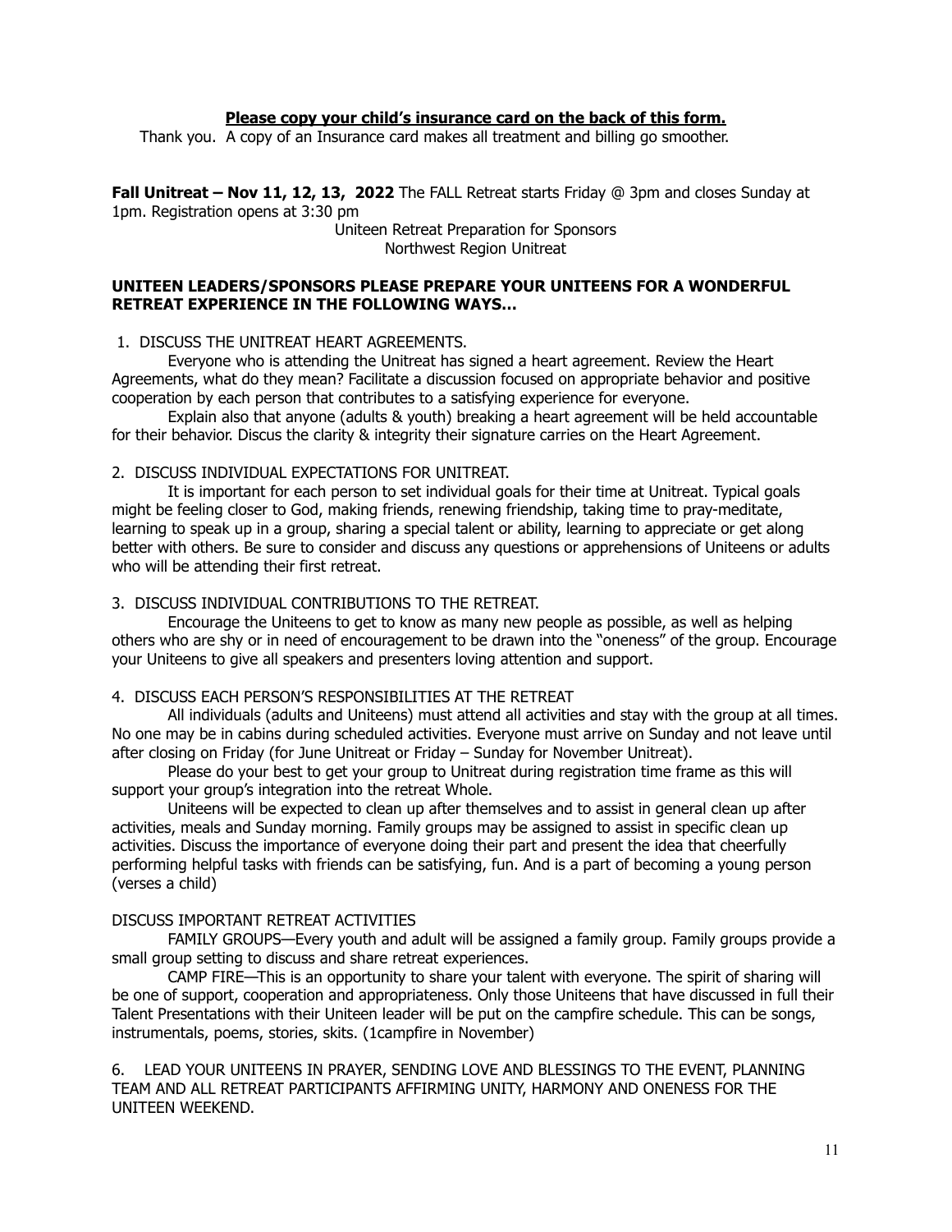**Please copy your child's insurance card on the back of this form.**

Thank you. A copy of an Insurance card makes all treatment and billing go smoother.

**Fall Unitreat – Nov 11, 12, 13, 2022** The FALL Retreat starts Friday @ 3pm and closes Sunday at 1pm. Registration opens at 3:30 pm

Uniteen Retreat Preparation for Sponsors
Northwest Region Unitreat

**UNITEEN LEADERS/SPONSORS PLEASE PREPARE YOUR UNITEENS FOR A WONDERFUL RETREAT EXPERIENCE IN THE FOLLOWING WAYS…**

1. DISCUSS THE UNITREAT HEART AGREEMENTS.

Everyone who is attending the Unitreat has signed a heart agreement. Review the Heart Agreements, what do they mean? Facilitate a discussion focused on appropriate behavior and positive cooperation by each person that contributes to a satisfying experience for everyone.

Explain also that anyone (adults & youth) breaking a heart agreement will be held accountable for their behavior. Discus the clarity & integrity their signature carries on the Heart Agreement.

2. DISCUSS INDIVIDUAL EXPECTATIONS FOR UNITREAT.

It is important for each person to set individual goals for their time at Unitreat. Typical goals might be feeling closer to God, making friends, renewing friendship, taking time to pray-meditate, learning to speak up in a group, sharing a special talent or ability, learning to appreciate or get along better with others. Be sure to consider and discuss any questions or apprehensions of Uniteens or adults who will be attending their first retreat.

3. DISCUSS INDIVIDUAL CONTRIBUTIONS TO THE RETREAT.

Encourage the Uniteens to get to know as many new people as possible, as well as helping others who are shy or in need of encouragement to be drawn into the "oneness" of the group. Encourage your Uniteens to give all speakers and presenters loving attention and support.

4. DISCUSS EACH PERSON'S RESPONSIBILITIES AT THE RETREAT

All individuals (adults and Uniteens) must attend all activities and stay with the group at all times. No one may be in cabins during scheduled activities. Everyone must arrive on Sunday and not leave until after closing on Friday (for June Unitreat or Friday – Sunday for November Unitreat).

Please do your best to get your group to Unitreat during registration time frame as this will support your group's integration into the retreat Whole.

Uniteens will be expected to clean up after themselves and to assist in general clean up after activities, meals and Sunday morning. Family groups may be assigned to assist in specific clean up activities. Discuss the importance of everyone doing their part and present the idea that cheerfully performing helpful tasks with friends can be satisfying, fun. And is a part of becoming a young person (verses a child)

DISCUSS IMPORTANT RETREAT ACTIVITIES

FAMILY GROUPS—Every youth and adult will be assigned a family group. Family groups provide a small group setting to discuss and share retreat experiences.

CAMP FIRE—This is an opportunity to share your talent with everyone. The spirit of sharing will be one of support, cooperation and appropriateness. Only those Uniteens that have discussed in full their Talent Presentations with their Uniteen leader will be put on the campfire schedule. This can be songs, instrumentals, poems, stories, skits. (1campfire in November)

6. LEAD YOUR UNITEENS IN PRAYER, SENDING LOVE AND BLESSINGS TO THE EVENT, PLANNING TEAM AND ALL RETREAT PARTICIPANTS AFFIRMING UNITY, HARMONY AND ONENESS FOR THE UNITEEN WEEKEND.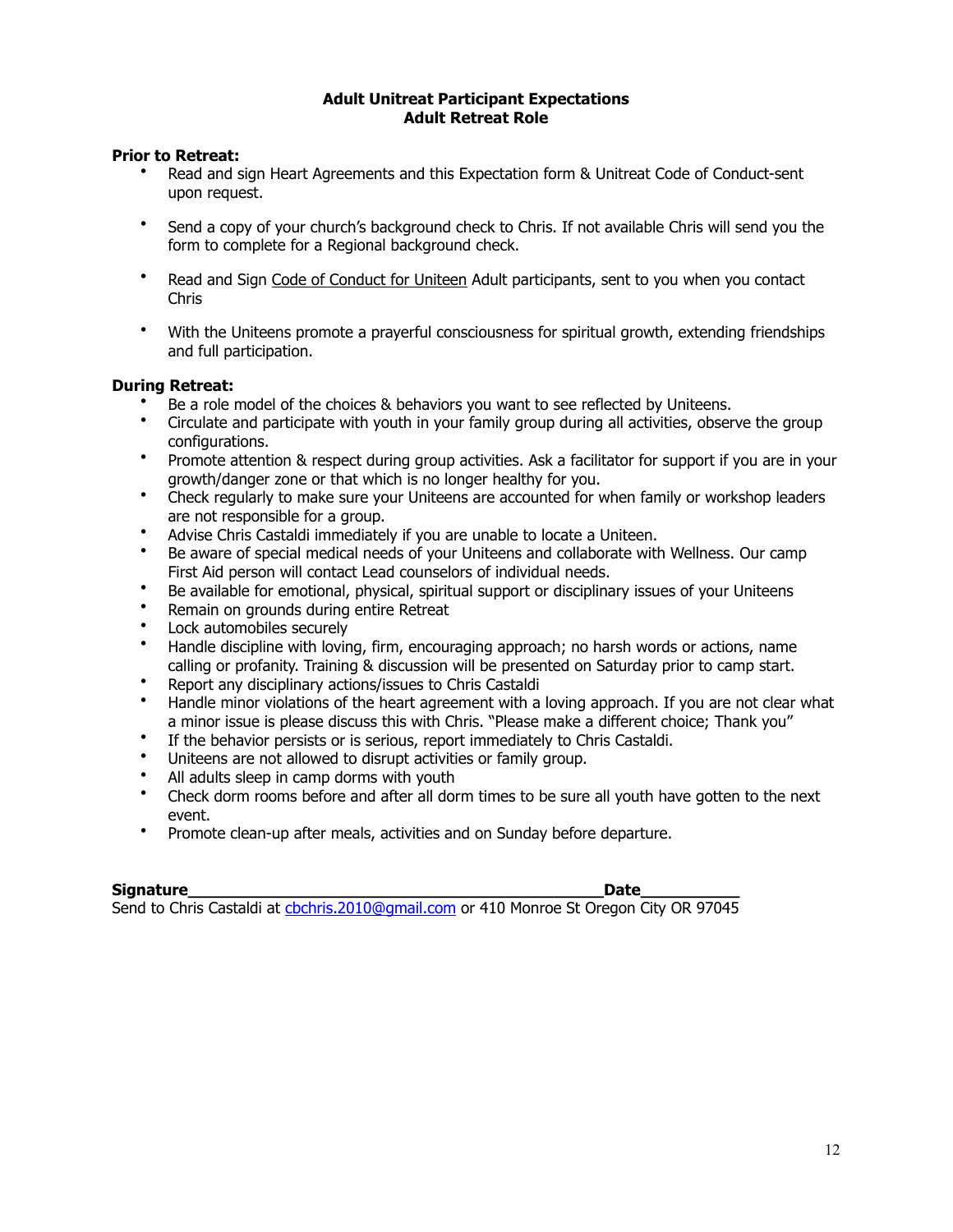**Adult Unitreat Participant Expectations**
**Adult Retreat Role**

**Prior to Retreat:**

- Read and sign Heart Agreements and this Expectation form & Unitreat Code of Conduct-sent upon request.
- Send a copy of your church's background check to Chris. If not available Chris will send you the form to complete for a Regional background check.
- Read and Sign Code of Conduct for Uniteen Adult participants, sent to you when you contact Chris
- With the Uniteens promote a prayerful consciousness for spiritual growth, extending friendships and full participation.

**During Retreat:**

- Be a role model of the choices & behaviors you want to see reflected by Uniteens.
- Circulate and participate with youth in your family group during all activities, observe the group configurations.
- Promote attention & respect during group activities. Ask a facilitator for support if you are in your growth/danger zone or that which is no longer healthy for you.
- Check regularly to make sure your Uniteens are accounted for when family or workshop leaders are not responsible for a group.
- Advise Chris Castaldi immediately if you are unable to locate a Uniteen.
- Be aware of special medical needs of your Uniteens and collaborate with Wellness. Our camp First Aid person will contact Lead counselors of individual needs.
- Be available for emotional, physical, spiritual support or disciplinary issues of your Uniteens
- Remain on grounds during entire Retreat
- Lock automobiles securely
- Handle discipline with loving, firm, encouraging approach; no harsh words or actions, name calling or profanity. Training & discussion will be presented on Saturday prior to camp start.
- Report any disciplinary actions/issues to Chris Castaldi
- Handle minor violations of the heart agreement with a loving approach. If you are not clear what a minor issue is please discuss this with Chris. "Please make a different choice; Thank you"
- If the behavior persists or is serious, report immediately to Chris Castaldi.
- Uniteens are not allowed to disrupt activities or family group.
- All adults sleep in camp dorms with youth
- Check dorm rooms before and after all dorm times to be sure all youth have gotten to the next event.
- Promote clean-up after meals, activities and on Sunday before departure.

**Signature**_______________________________________________**Date**___________

Send to Chris Castaldi at cbchris.2010@gmail.com or 410 Monroe St Oregon City OR 97045